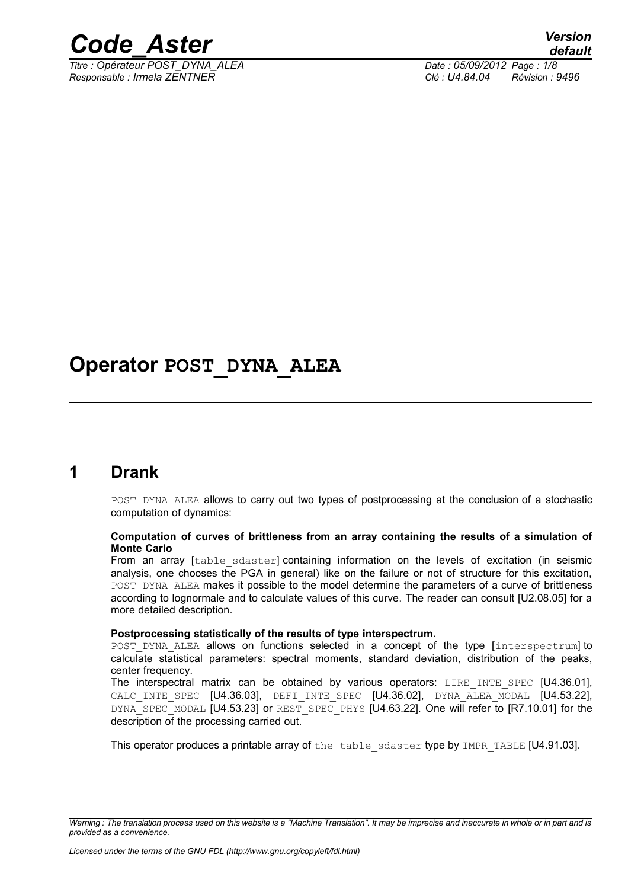# Operator POST_DYNA_ALEA

## 1 Drank

POST_DYNA_ALEA allows to carry out two types of postprocessing at the conclusion of a stochastic computation of dynamics:

**Computation of curves of brittleness from an array containing the results of a simulation of Monte Carlo**

From an array [table_sdaster] containing information on the levels of excitation (in seismic analysis, one chooses the PGA in general) like on the failure or not of structure for this excitation, POST_DYNA_ALEA makes it possible to the model determine the parameters of a curve of brittleness according to lognormale and to calculate values of this curve. The reader can consult [U2.08.05] for a more detailed description.

**Postprocessing statistically of the results of type interspectrum.**

POST_DYNA_ALEA allows on functions selected in a concept of the type [interspectrum] to calculate statistical parameters: spectral moments, standard deviation, distribution of the peaks, center frequency.

The interspectral matrix can be obtained by various operators: LIRE_INTE_SPEC [U4.36.01], CALC_INTE_SPEC [U4.36.03], DEFI_INTE_SPEC [U4.36.02], DYNA_ALEA_MODAL [U4.53.22], DYNA_SPEC_MODAL [U4.53.23] or REST_SPEC_PHYS [U4.63.22]. One will refer to [R7.10.01] for the description of the processing carried out.

This operator produces a printable array of the table_sdaster type by IMPR_TABLE [U4.91.03].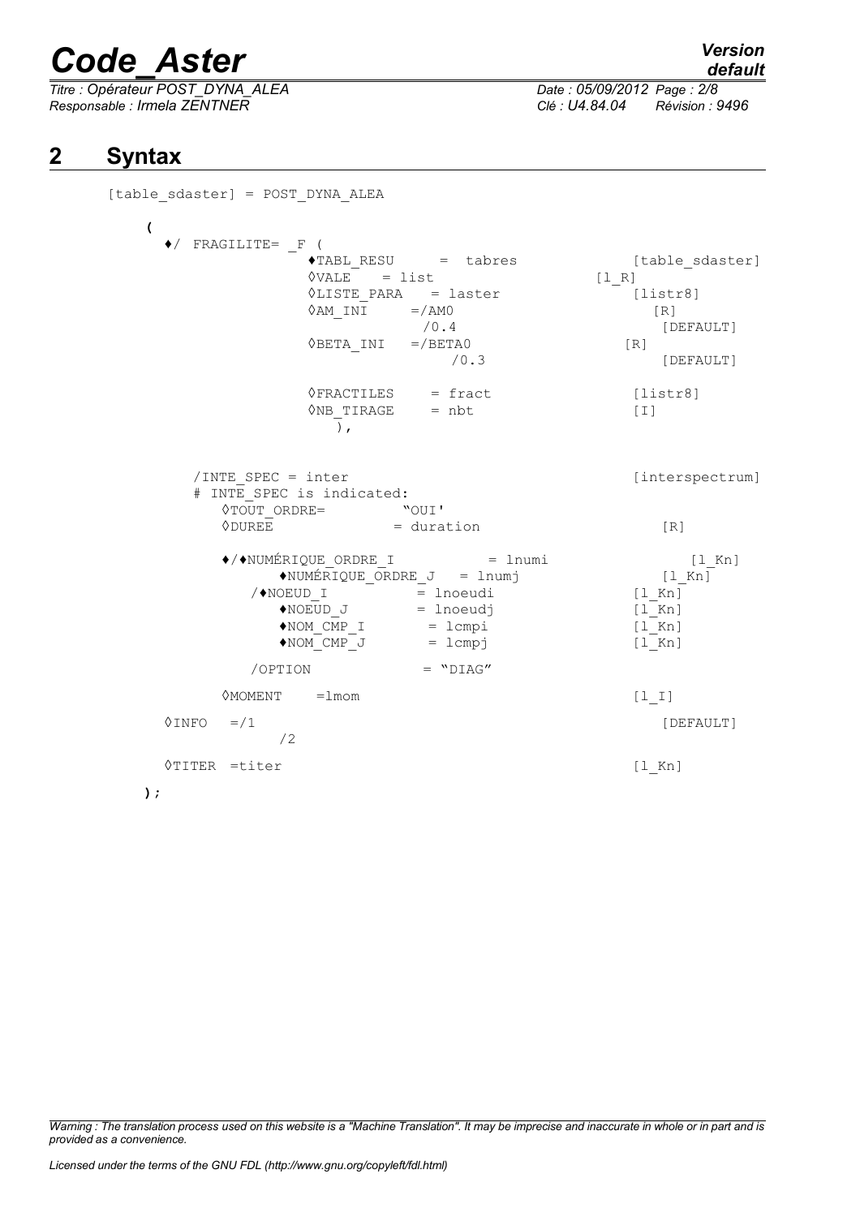## 2 Syntax

```
[table_sdaster] = POST_DYNA_ALEA

    (
      ♦/ FRAGILITE= _F (
                    ♦TABL_RESU     =  tabres              [table_sdaster]
                    ◊VALE    = list                    [l_R]
                    ◊LISTE_PARA   = laster                [listr8]
                    ◊AM_INI     =/AM0                       [R]
                                 /0.4                        [DEFAULT]
                    ◊BETA_INI   =/BETA0                 [R]
                                   /0.3                      [DEFAULT]

                    ◊FRACTILES    = fract                 [listr8]
                    ◊NB_TIRAGE    = nbt                   [I]
                        ),


       /INTE_SPEC = inter                                [interspectrum]
       # INTE_SPEC is indicated:
          ◊TOUT_ORDRE=         "OUI'
          ◊DUREE              = duration                    [R]

          ♦/♦NUMÉRIQUE_ORDRE_I          = lnumi                 [l_Kn]
                ♦NUMÉRIQUE_ORDRE_J   = lnumj               [l_Kn]
             /♦NOEUD_I          = lnoeudi              [l_Kn]
                ♦NOEUD_J        = lnoeudj              [l_Kn]
                ♦NOM_CMP_I       = lcmpi               [l_Kn]
                ♦NOM_CMP_J       = lcmpj               [l_Kn]

             /OPTION             = "DIAG"

          ◊MOMENT    =lmom                               [l_I]

      ◊INFO   =/1                                            [DEFAULT]
              /2

      ◊TITER  =titer                                     [l_Kn]

    );
```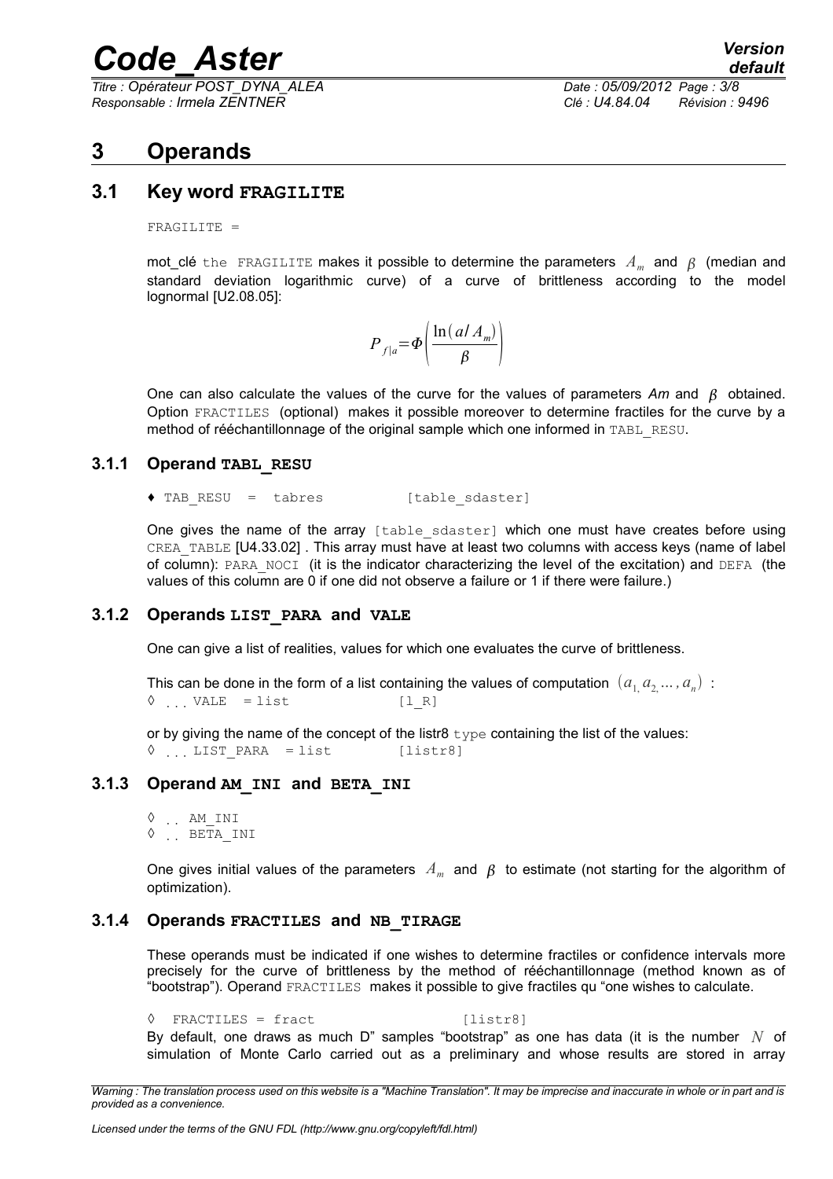# 3 Operands

## 3.1 Key word FRAGILITE

FRAGILITE =

mot_clé the FRAGILITE makes it possible to determine the parameters $A_m$ and $\beta$ (median and standard deviation logarithmic curve) of a curve of brittleness according to the model lognormal [U2.08.05]:

$$P_{f|a} = \Phi\left(\frac{\ln(a/A_m)}{\beta}\right)$$

One can also calculate the values of the curve for the values of parameters *Am* and $\beta$ obtained. Option FRACTILES (optional) makes it possible moreover to determine fractiles for the curve by a method of rééchantillonnage of the original sample which one informed in TABL_RESU.

### 3.1.1 Operand TABL_RESU

♦ TAB_RESU = tabres [table_sdaster]

One gives the name of the array [table_sdaster] which one must have creates before using CREA_TABLE [U4.33.02] . This array must have at least two columns with access keys (name of label of column): PARA_NOCI (it is the indicator characterizing the level of the excitation) and DEFA (the values of this column are 0 if one did not observe a failure or 1 if there were failure.)

### 3.1.2 Operands LIST_PARA and VALE

One can give a list of realities, values for which one evaluates the curve of brittleness.

This can be done in the form of a list containing the values of computation $(a_1, a_2, \ldots, a_n)$ :
◊ ... VALE = list [l_R]

or by giving the name of the concept of the listr8 type containing the list of the values:
◊ ... LIST_PARA = list [listr8]

### 3.1.3 Operand AM_INI and BETA_INI

◊ .. AM_INI
◊ .. BETA_INI

One gives initial values of the parameters $A_m$ and $\beta$ to estimate (not starting for the algorithm of optimization).

### 3.1.4 Operands FRACTILES and NB_TIRAGE

These operands must be indicated if one wishes to determine fractiles or confidence intervals more precisely for the curve of brittleness by the method of rééchantillonnage (method known as of "bootstrap"). Operand FRACTILES makes it possible to give fractiles qu "one wishes to calculate.

◊ FRACTILES = fract [listr8]
By default, one draws as much D" samples "bootstrap" as one has data (it is the number $N$ of simulation of Monte Carlo carried out as a preliminary and whose results are stored in array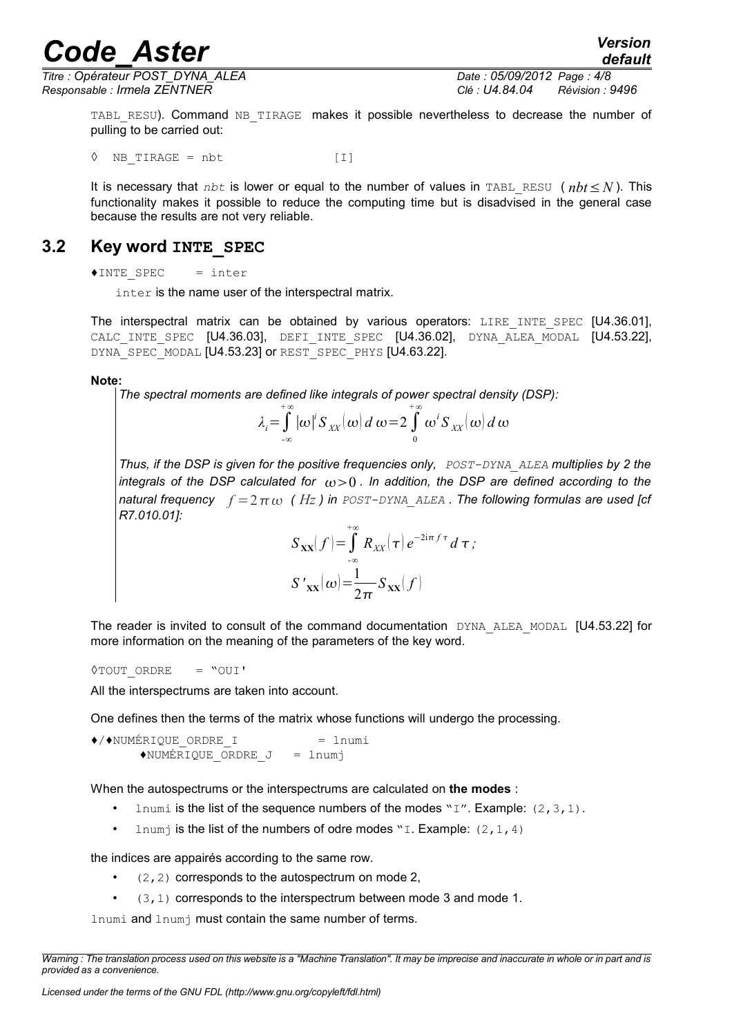TABL_RESU). Command NB_TIRAGE makes it possible nevertheless to decrease the number of pulling to be carried out:

```
◊  NB_TIRAGE = nbt              [I]
```

It is necessary that *nbt* is lower or equal to the number of values in TABL_RESU ( $nbt \leq N$ ). This functionality makes it possible to reduce the computing time but is disadvised in the general case because the results are not very reliable.

## 3.2 Key word INTE_SPEC

```
♦INTE_SPEC    = inter
```

inter is the name user of the interspectral matrix.

The interspectral matrix can be obtained by various operators: LIRE_INTE_SPEC [U4.36.01], CALC_INTE_SPEC [U4.36.03], DEFI_INTE_SPEC [U4.36.02], DYNA_ALEA_MODAL [U4.53.22], DYNA_SPEC_MODAL [U4.53.23] or REST_SPEC_PHYS [U4.63.22].

**Note:**

*The spectral moments are defined like integrals of power spectral density (DSP):*

$$\lambda_i = \int_{-\infty}^{+\infty} |\omega|^i S_{XX}(\omega)\, d\,\omega = 2\int_{0}^{+\infty} \omega^i S_{XX}(\omega)\, d\,\omega$$

*Thus, if the DSP is given for the positive frequencies only,* POST-DYNA_ALEA *multiplies by 2 the integrals of the DSP calculated for* $\omega > 0$ *. In addition, the DSP are defined according to the natural frequency* $f = 2\pi\omega$ *(* $Hz$ *) in* POST-DYNA_ALEA *. The following formulas are used [cf R7.010.01]:*

$$S_{\mathbf{XX}}(f) = \int_{-\infty}^{+\infty} R_{XX}(\tau)\, e^{-2i\pi f\tau}\, d\,\tau\;;$$

$$S'_{\mathbf{XX}}(\omega) = \frac{1}{2\pi} S_{\mathbf{XX}}(f)$$

The reader is invited to consult of the command documentation DYNA_ALEA_MODAL [U4.53.22] for more information on the meaning of the parameters of the key word.

```
◊TOUT_ORDRE    = "OUI'
```

All the interspectrums are taken into account.

One defines then the terms of the matrix whose functions will undergo the processing.

```
♦/♦NUMÉRIQUE_ORDRE_I          = lnumi
      ♦NUMÉRIQUE_ORDRE_J   = lnumj
```

When the autospectrums or the interspectrums are calculated on **the modes** :

- lnumi is the list of the sequence numbers of the modes "I". Example: (2,3,1).
- lnumj is the list of the numbers of odre modes "I. Example: (2,1,4)

the indices are appairés according to the same row.

- (2,2) corresponds to the autospectrum on mode 2,
- (3,1) corresponds to the interspectrum between mode 3 and mode 1.

lnumi and lnumj must contain the same number of terms.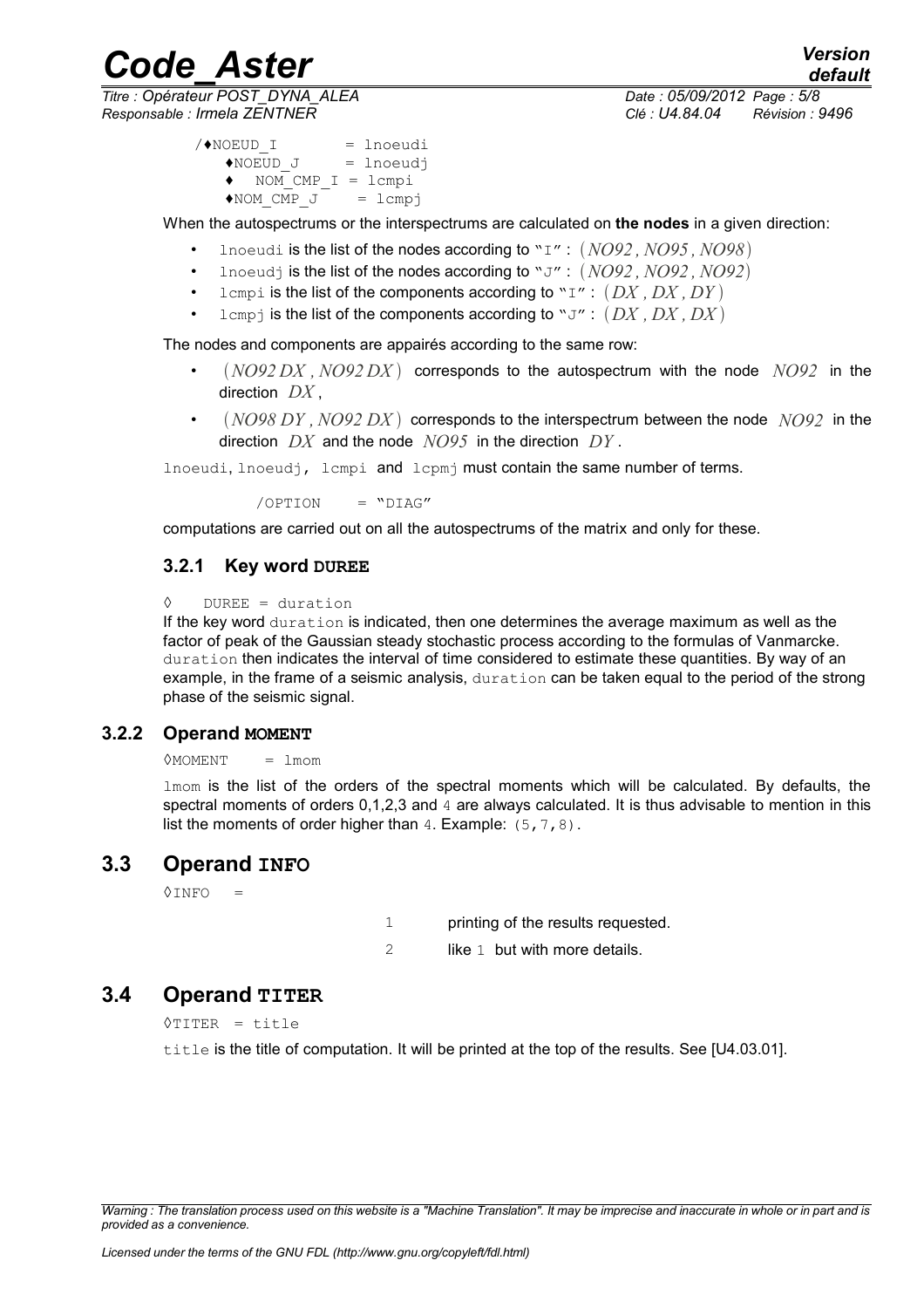```
/♦NOEUD_I        = lnoeudi
   ♦NOEUD_J      = lnoeudj
   ♦  NOM_CMP_I = lcmpi
   ♦NOM_CMP_J    = lcmpj
```

When the autospectrums or the interspectrums are calculated on **the nodes** in a given direction:

- `lnoeudi` is the list of the nodes according to "I": $(NO92, NO95, NO98)$
- `lnoeudj` is the list of the nodes according to "J": $(NO92, NO92, NO92)$
- `lcmpi` is the list of the components according to "I": $(DX, DX, DY)$
- `lcmpj` is the list of the components according to "J": $(DX, DX, DX)$

The nodes and components are appairés according to the same row:

- $(NO92\,DX, NO92\,DX)$ corresponds to the autospectrum with the node $NO92$ in the direction $DX$,
- $(NO98\,DY, NO92\,DX)$ corresponds to the interspectrum between the node $NO92$ in the direction $DX$ and the node $NO95$ in the direction $DY$.

`lnoeudi`, `lnoeudj`, `lcmpi` and `lcpmj` must contain the same number of terms.

```
/OPTION    = "DIAG"
```

computations are carried out on all the autospectrums of the matrix and only for these.

### 3.2.1 Key word DUREE

```
◊    DUREE = duration
```

If the key word `duration` is indicated, then one determines the average maximum as well as the factor of peak of the Gaussian steady stochastic process according to the formulas of Vanmarcke. `duration` then indicates the interval of time considered to estimate these quantities. By way of an example, in the frame of a seismic analysis, `duration` can be taken equal to the period of the strong phase of the seismic signal.

### 3.2.2 Operand MOMENT

```
◊MOMENT    = lmom
```

`lmom` is the list of the orders of the spectral moments which will be calculated. By defaults, the spectral moments of orders 0,1,2,3 and 4 are always calculated. It is thus advisable to mention in this list the moments of order higher than 4. Example: (5,7,8).

## 3.3 Operand INFO

```
◊INFO   =
```

| | |
|---|---|
| 1 | printing of the results requested. |
| 2 | like 1 but with more details. |

## 3.4 Operand TITER

```
◊TITER  = title
```

`title` is the title of computation. It will be printed at the top of the results. See [U4.03.01].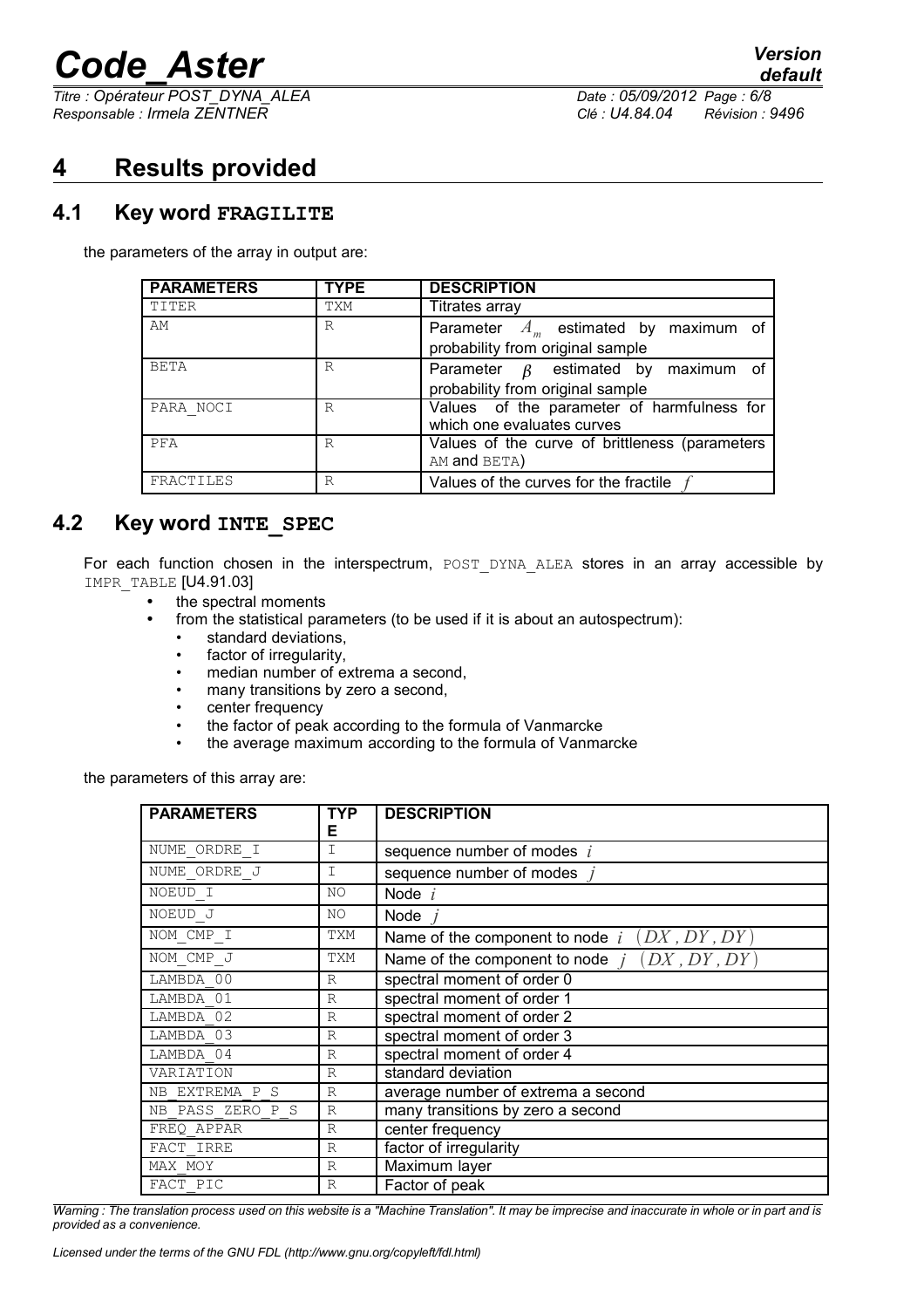# 4 Results provided

## 4.1 Key word FRAGILITE

the parameters of the array in output are:

| PARAMETERS | TYPE | DESCRIPTION |
|---|---|---|
| TITER | TXM | Titrates array |
| AM | R | Parameter $A_m$ estimated by maximum of probability from original sample |
| BETA | R | Parameter $\beta$ estimated by maximum of probability from original sample |
| PARA_NOCI | R | Values of the parameter of harmfulness for which one evaluates curves |
| PFA | R | Values of the curve of brittleness (parameters AM and BETA) |
| FRACTILES | R | Values of the curves for the fractile $f$ |

## 4.2 Key word INTE_SPEC

For each function chosen in the interspectrum, POST_DYNA_ALEA stores in an array accessible by IMPR_TABLE [U4.91.03]

- the spectral moments
- from the statistical parameters (to be used if it is about an autospectrum):
  - standard deviations,
  - factor of irregularity,
  - median number of extrema a second,
  - many transitions by zero a second,
  - center frequency
  - the factor of peak according to the formula of Vanmarcke
  - the average maximum according to the formula of Vanmarcke

the parameters of this array are:

| PARAMETERS | TYPE | DESCRIPTION |
|---|---|---|
| NUME_ORDRE_I | I | sequence number of modes $i$ |
| NUME_ORDRE_J | I | sequence number of modes $j$ |
| NOEUD_I | NO | Node $i$ |
| NOEUD_J | NO | Node $j$ |
| NOM_CMP_I | TXM | Name of the component to node $i$ $(DX, DY, DY)$ |
| NOM_CMP_J | TXM | Name of the component to node $j$ $(DX, DY, DY)$ |
| LAMBDA_00 | R | spectral moment of order 0 |
| LAMBDA_01 | R | spectral moment of order 1 |
| LAMBDA_02 | R | spectral moment of order 2 |
| LAMBDA_03 | R | spectral moment of order 3 |
| LAMBDA_04 | R | spectral moment of order 4 |
| VARIATION | R | standard deviation |
| NB_EXTREMA_P_S | R | average number of extrema a second |
| NB_PASS_ZERO_P_S | R | many transitions by zero a second |
| FREQ_APPAR | R | center frequency |
| FACT_IRRE | R | factor of irregularity |
| MAX_MOY | R | Maximum layer |
| FACT_PIC | R | Factor of peak |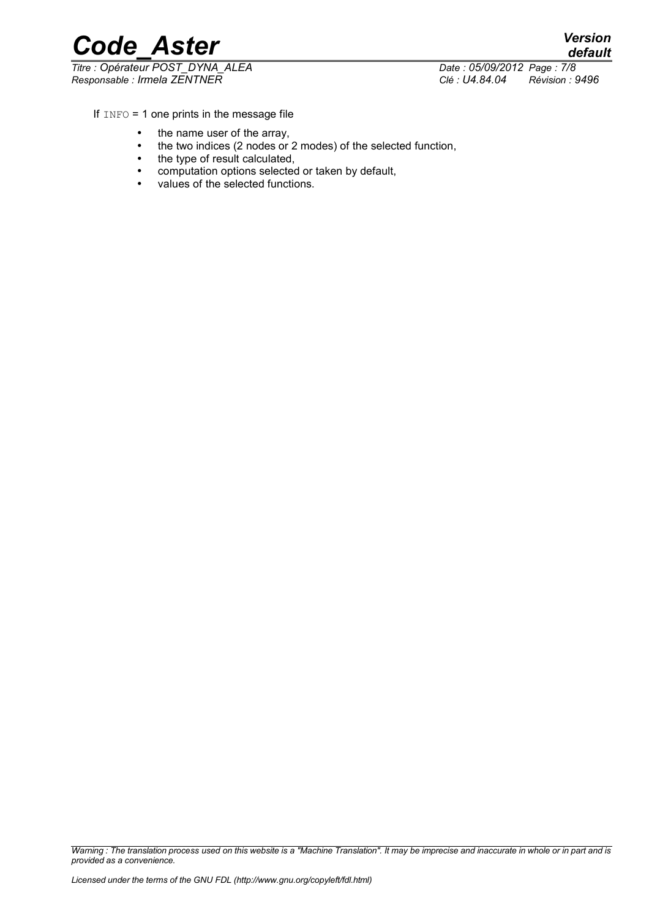If `INFO` = 1 one prints in the message file

- the name user of the array,
- the two indices (2 nodes or 2 modes) of the selected function,
- the type of result calculated,
- computation options selected or taken by default,
- values of the selected functions.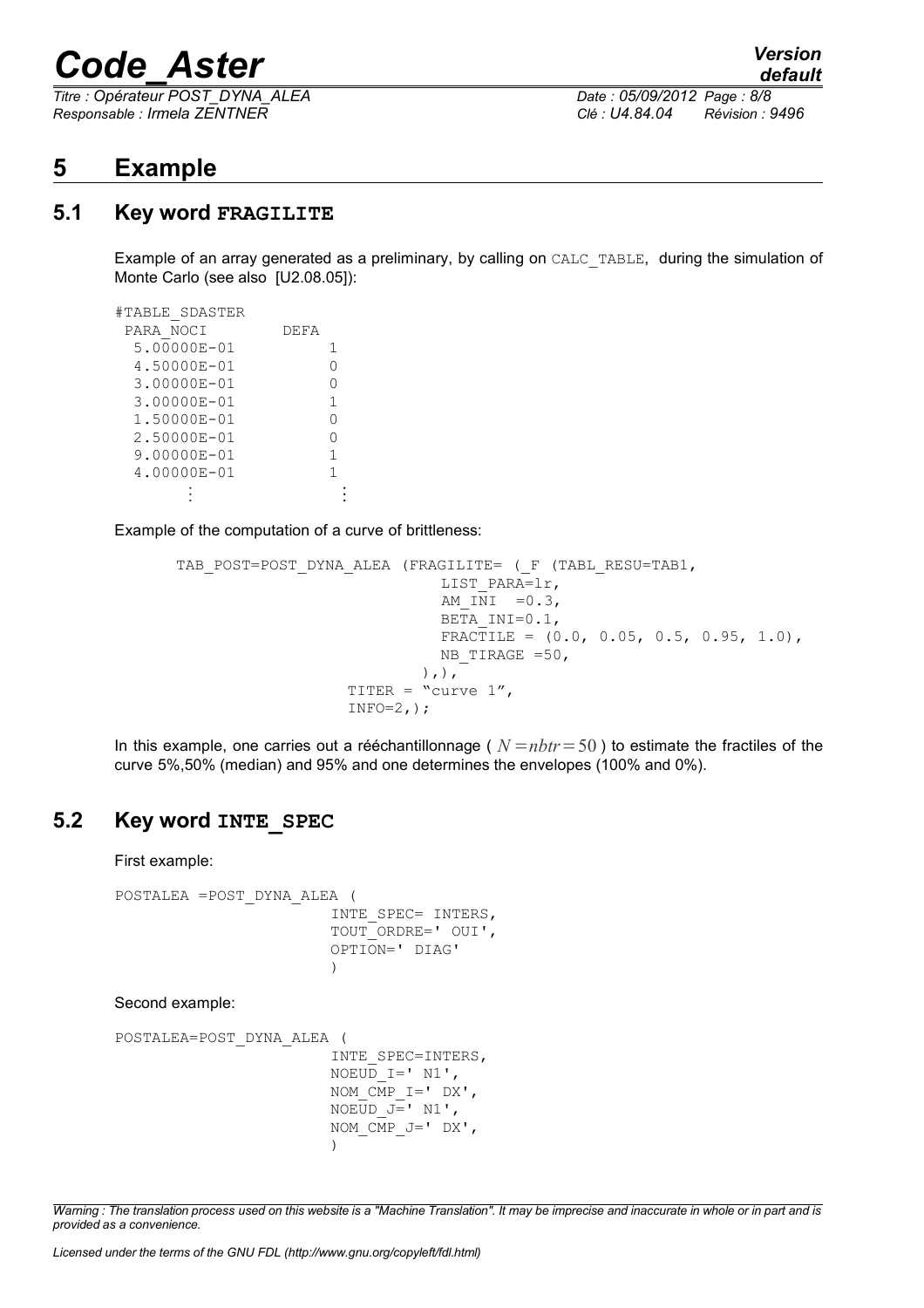# 5 Example

## 5.1 Key word **FRAGILITE**

Example of an array generated as a preliminary, by calling on CALC_TABLE, during the simulation of Monte Carlo (see also [U2.08.05]):

```
#TABLE_SDASTER
 PARA_NOCI        DEFA
  5.00000E-01        1
  4.50000E-01        0
  3.00000E-01        0
  3.00000E-01        1
  1.50000E-01        0
  2.50000E-01        0
  9.00000E-01        1
  4.00000E-01        1
       ⋮              ⋮
```

Example of the computation of a curve of brittleness:

```
TAB_POST=POST_DYNA_ALEA (FRAGILITE= (_F (TABL_RESU=TAB1,
                              LIST_PARA=lr,
                              AM_INI  =0.3,
                              BETA_INI=0.1,
                              FRACTILE = (0.0, 0.05, 0.5, 0.95, 1.0),
                              NB_TIRAGE =50,
                             ),),
                        TITER = "curve 1",
                        INFO=2,);
```

In this example, one carries out a rééchantillonnage ( $N = nbtr = 50$ ) to estimate the fractiles of the curve 5%,50% (median) and 95% and one determines the envelopes (100% and 0%).

## 5.2 Key word **INTE_SPEC**

First example:

```
POSTALEA =POST_DYNA_ALEA (
                       INTE_SPEC= INTERS,
                       TOUT_ORDRE=' OUI',
                       OPTION=' DIAG'
                       )
```

Second example:

```
POSTALEA=POST_DYNA_ALEA (
                       INTE_SPEC=INTERS,
                       NOEUD_I=' N1',
                       NOM_CMP_I=' DX',
                       NOEUD_J=' N1',
                       NOM_CMP_J=' DX',
                       )
```